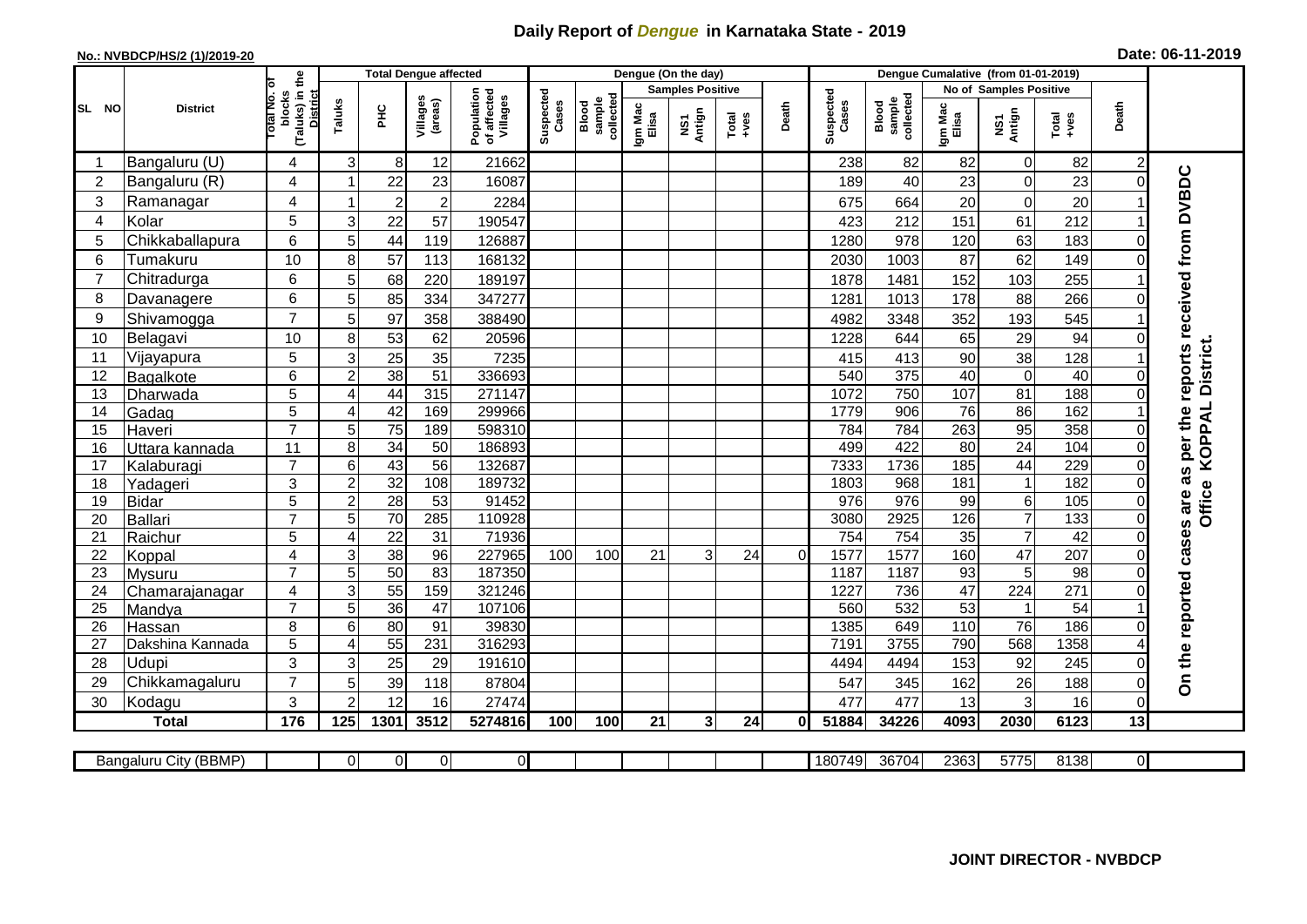# Daily Report of *Dengue* in Karnataka State - 2019

**No.: NVBDCP/HS/2 (1)/2019-20**

**Date: 06-11-2019**

| SL NO | District | Total No. of blocks (Taluks) in the District | Total Dengue affected | | | | Dengue (On the day) | | | | | | Dengue Cumalative (from 01-01-2019) | | | | | | |
|---|---|---|---|---|---|---|---|---|---|---|---|---|---|---|---|---|---|---|---|
| | | | Taluks | PHC | Villages (areas) | Population of affected Villages | Suspected Cases | Blood sample collected | Samples Positive | | | Death | Suspected Cases | Blood sample collected | No of Samples Positive | | | Death | |
| | | | | | | | | | Igm Mac Elisa | NS1 Antign | Total +ves | | | | Igm Mac Elisa | NS1 Antign | Total +ves | | |
| 1 | Bangaluru (U) | 4 | 3 | 8 | 12 | 21662 | | | | | | | 238 | 82 | 82 | 0 | 82 | 2 | On the reported cases are as per the reports received from DVBDC Office KOPPAL District. |
| 2 | Bangaluru (R) | 4 | 1 | 22 | 23 | 16087 | | | | | | | 189 | 40 | 23 | 0 | 23 | 0 | |
| 3 | Ramanagar | 4 | 1 | 2 | 2 | 2284 | | | | | | | 675 | 664 | 20 | 0 | 20 | 1 | |
| 4 | Kolar | 5 | 3 | 22 | 57 | 190547 | | | | | | | 423 | 212 | 151 | 61 | 212 | 1 | |
| 5 | Chikkaballapura | 6 | 5 | 44 | 119 | 126887 | | | | | | | 1280 | 978 | 120 | 63 | 183 | 0 | |
| 6 | Tumakuru | 10 | 8 | 57 | 113 | 168132 | | | | | | | 2030 | 1003 | 87 | 62 | 149 | 0 | |
| 7 | Chitradurga | 6 | 5 | 68 | 220 | 189197 | | | | | | | 1878 | 1481 | 152 | 103 | 255 | 1 | |
| 8 | Davanagere | 6 | 5 | 85 | 334 | 347277 | | | | | | | 1281 | 1013 | 178 | 88 | 266 | 0 | |
| 9 | Shivamogga | 7 | 5 | 97 | 358 | 388490 | | | | | | | 4982 | 3348 | 352 | 193 | 545 | 1 | |
| 10 | Belagavi | 10 | 8 | 53 | 62 | 20596 | | | | | | | 1228 | 644 | 65 | 29 | 94 | 0 | |
| 11 | Vijayapura | 5 | 3 | 25 | 35 | 7235 | | | | | | | 415 | 413 | 90 | 38 | 128 | 1 | |
| 12 | Bagalkote | 6 | 2 | 38 | 51 | 336693 | | | | | | | 540 | 375 | 40 | 0 | 40 | 0 | |
| 13 | Dharwada | 5 | 4 | 44 | 315 | 271147 | | | | | | | 1072 | 750 | 107 | 81 | 188 | 0 | |
| 14 | Gadag | 5 | 4 | 42 | 169 | 299966 | | | | | | | 1779 | 906 | 76 | 86 | 162 | 1 | |
| 15 | Haveri | 7 | 5 | 75 | 189 | 598310 | | | | | | | 784 | 784 | 263 | 95 | 358 | 0 | |
| 16 | Uttara kannada | 11 | 8 | 34 | 50 | 186893 | | | | | | | 499 | 422 | 80 | 24 | 104 | 0 | |
| 17 | Kalaburagi | 7 | 6 | 43 | 56 | 132687 | | | | | | | 7333 | 1736 | 185 | 44 | 229 | 0 | |
| 18 | Yadageri | 3 | 2 | 32 | 108 | 189732 | | | | | | | 1803 | 968 | 181 | 1 | 182 | 0 | |
| 19 | Bidar | 5 | 2 | 28 | 53 | 91452 | | | | | | | 976 | 976 | 99 | 6 | 105 | 0 | |
| 20 | Ballari | 7 | 5 | 70 | 285 | 110928 | | | | | | | 3080 | 2925 | 126 | 7 | 133 | 0 | |
| 21 | Raichur | 5 | 4 | 22 | 31 | 71936 | | | | | | | 754 | 754 | 35 | 7 | 42 | 0 | |
| 22 | Koppal | 4 | 3 | 38 | 96 | 227965 | 100 | 100 | 21 | 3 | 24 | 0 | 1577 | 1577 | 160 | 47 | 207 | 0 | |
| 23 | Mysuru | 7 | 5 | 50 | 83 | 187350 | | | | | | | 1187 | 1187 | 93 | 5 | 98 | 0 | |
| 24 | Chamarajanagar | 4 | 3 | 55 | 159 | 321246 | | | | | | | 1227 | 736 | 47 | 224 | 271 | 0 | |
| 25 | Mandya | 7 | 5 | 36 | 47 | 107106 | | | | | | | 560 | 532 | 53 | 1 | 54 | 1 | |
| 26 | Hassan | 8 | 6 | 80 | 91 | 39830 | | | | | | | 1385 | 649 | 110 | 76 | 186 | 0 | |
| 27 | Dakshina Kannada | 5 | 4 | 55 | 231 | 316293 | | | | | | | 7191 | 3755 | 790 | 568 | 1358 | 4 | |
| 28 | Udupi | 3 | 3 | 25 | 29 | 191610 | | | | | | | 4494 | 4494 | 153 | 92 | 245 | 0 | |
| 29 | Chikkamagaluru | 7 | 5 | 39 | 118 | 87804 | | | | | | | 547 | 345 | 162 | 26 | 188 | 0 | |
| 30 | Kodagu | 3 | 2 | 12 | 16 | 27474 | | | | | | | 477 | 477 | 13 | 3 | 16 | 0 | |
| **Total** | | **176** | **125** | **1301** | **3512** | **5274816** | **100** | **100** | **21** | **3** | **24** | **0** | **51884** | **34226** | **4093** | **2030** | **6123** | **13** | |

| Bangaluru City (BBMP) | | 0 | 0 | 0 | 0 | | | | | | | 180749 | 36704 | 2363 | 5775 | 8138 | 0 |
|---|---|---|---|---|---|---|---|---|---|---|---|---|---|---|---|---|---|

**JOINT DIRECTOR - NVBDCP**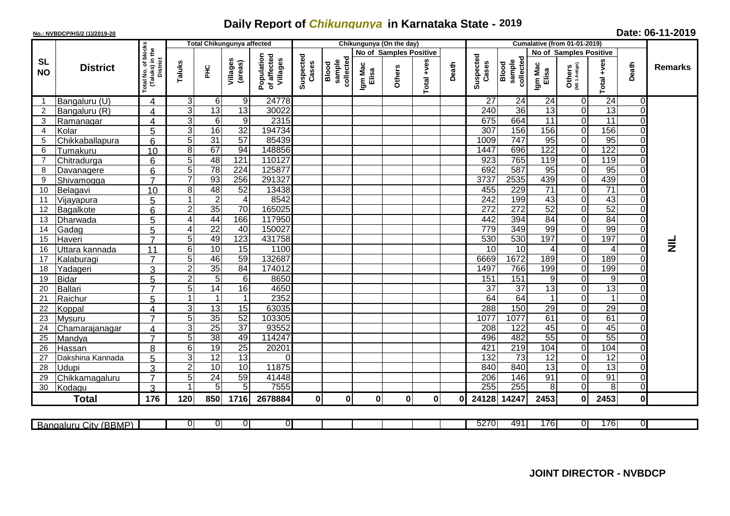# Daily Report of *Chikungunya* in Karnataka State - 2019

**No.: NVBDCP/HS/2 (1)/2019-20**

**Date: 06-11-2019**

| SL NO | District | Total No. of blocks (Taluks) in the District | Total Chikungunya affected | | | | Chikungunya (On the day) | | | | | | | Cumulative (from 01-01-2019) | | | | | | | Remarks |
|---|---|---|---|---|---|---|---|---|---|---|---|---|---|---|---|---|---|---|---|---|---|
| | | | Taluks | PHC | Villages (areas) | Population of affected Villages | Suspected Cases | Blood sample collected | No of Samples Positive | | | Death | Suspected Cases | Blood sample collected | No of Samples Positive | | | Death | |
| | | | | | | | | | Igm Mac Elisa | Others | Total +ves | | | | Igm Mac Elisa | Others (NS 1 Antign) | Total +ves | | |
| 1 | Bangaluru (U) | 4 | 3 | 6 | 9 | 24778 | | | | | | | 27 | 24 | 24 | 0 | 24 | 0 | NIL |
| 2 | Bangaluru (R) | 4 | 3 | 13 | 13 | 30022 | | | | | | | 240 | 36 | 13 | 0 | 13 | 0 | |
| 3 | Ramanagar | 4 | 3 | 6 | 9 | 2315 | | | | | | | 675 | 664 | 11 | 0 | 11 | 0 | |
| 4 | Kolar | 5 | 3 | 16 | 32 | 194734 | | | | | | | 307 | 156 | 156 | 0 | 156 | 0 | |
| 5 | Chikkaballapura | 6 | 5 | 31 | 57 | 85439 | | | | | | | 1009 | 747 | 95 | 0 | 95 | 0 | |
| 6 | Tumakuru | 10 | 8 | 67 | 94 | 148856 | | | | | | | 1447 | 696 | 122 | 0 | 122 | 0 | |
| 7 | Chitradurga | 6 | 5 | 48 | 121 | 110127 | | | | | | | 923 | 765 | 119 | 0 | 119 | 0 | |
| 8 | Davanagere | 6 | 5 | 78 | 224 | 125877 | | | | | | | 692 | 587 | 95 | 0 | 95 | 0 | |
| 9 | Shivamogga | 7 | 7 | 93 | 256 | 291327 | | | | | | | 3737 | 2535 | 439 | 0 | 439 | 0 | |
| 10 | Belagavi | 10 | 8 | 48 | 52 | 13438 | | | | | | | 455 | 229 | 71 | 0 | 71 | 0 | |
| 11 | Vijayapura | 5 | 1 | 2 | 4 | 8542 | | | | | | | 242 | 199 | 43 | 0 | 43 | 0 | |
| 12 | Bagalkote | 6 | 2 | 35 | 70 | 165025 | | | | | | | 272 | 272 | 52 | 0 | 52 | 0 | |
| 13 | Dharwada | 5 | 4 | 44 | 166 | 117950 | | | | | | | 442 | 394 | 84 | 0 | 84 | 0 | |
| 14 | Gadag | 5 | 4 | 22 | 40 | 150027 | | | | | | | 779 | 349 | 99 | 0 | 99 | 0 | |
| 15 | Haveri | 7 | 5 | 49 | 123 | 431758 | | | | | | | 530 | 530 | 197 | 0 | 197 | 0 | |
| 16 | Uttara kannada | 11 | 6 | 10 | 15 | 1100 | | | | | | | 10 | 10 | 4 | 0 | 4 | 0 | |
| 17 | Kalaburagi | 7 | 5 | 46 | 59 | 132687 | | | | | | | 6669 | 1672 | 189 | 0 | 189 | 0 | |
| 18 | Yadageri | 3 | 2 | 35 | 84 | 174012 | | | | | | | 1497 | 766 | 199 | 0 | 199 | 0 | |
| 19 | Bidar | 5 | 2 | 5 | 6 | 8650 | | | | | | | 151 | 151 | 9 | 0 | 9 | 0 | |
| 20 | Ballari | 7 | 5 | 14 | 16 | 4650 | | | | | | | 37 | 37 | 13 | 0 | 13 | 0 | |
| 21 | Raichur | 5 | 1 | 1 | 1 | 2352 | | | | | | | 64 | 64 | 1 | 0 | 1 | 0 | |
| 22 | Koppal | 4 | 3 | 13 | 15 | 63035 | | | | | | | 288 | 150 | 29 | 0 | 29 | 0 | |
| 23 | Mysuru | 7 | 5 | 35 | 52 | 103305 | | | | | | | 1077 | 1077 | 61 | 0 | 61 | 0 | |
| 24 | Chamarajanagar | 4 | 3 | 25 | 37 | 93552 | | | | | | | 208 | 122 | 45 | 0 | 45 | 0 | |
| 25 | Mandya | 7 | 5 | 38 | 49 | 114247 | | | | | | | 496 | 482 | 55 | 0 | 55 | 0 | |
| 26 | Hassan | 8 | 6 | 19 | 25 | 20201 | | | | | | | 421 | 219 | 104 | 0 | 104 | 0 | |
| 27 | Dakshina Kannada | 5 | 3 | 12 | 13 | 0 | | | | | | | 132 | 73 | 12 | 0 | 12 | 0 | |
| 28 | Udupi | 3 | 2 | 10 | 10 | 11875 | | | | | | | 840 | 840 | 13 | 0 | 13 | 0 | |
| 29 | Chikkamagaluru | 7 | 5 | 24 | 59 | 41448 | | | | | | | 206 | 146 | 91 | 0 | 91 | 0 | |
| 30 | Kodagu | 3 | 1 | 5 | 5 | 7555 | | | | | | | 255 | 255 | 8 | 0 | 8 | 0 | |
| **Total** | | **176** | **120** | **850** | **1716** | **2678884** | **0** | **0** | **0** | **0** | **0** | **0** | **24128** | **14247** | **2453** | **0** | **2453** | **0** | |

| | | | | | | | | | | | | | | | | | | |
|---|---|---|---|---|---|---|---|---|---|---|---|---|---|---|---|---|---|---|
| Bangaluru City (BBMP) | | 0 | 0 | 0 | 0 | | | | | | | 5270 | 491 | 176 | 0 | 176 | 0 | |

**JOINT DIRECTOR - NVBDCP**